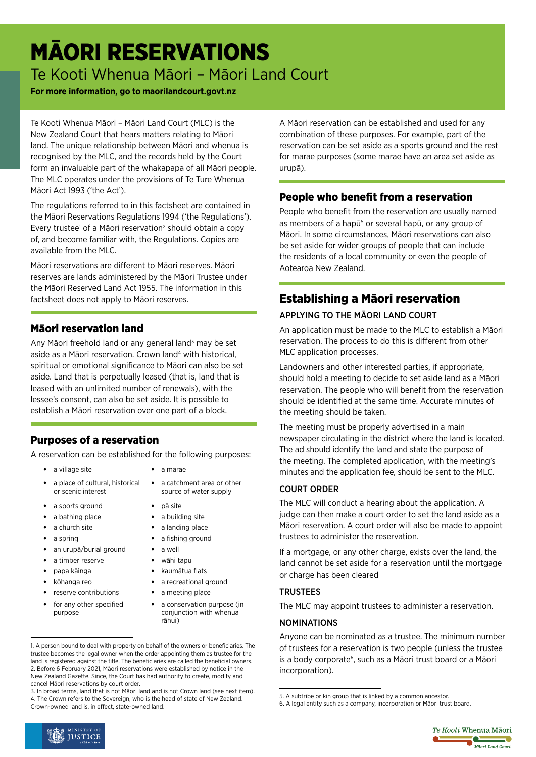# MĀORI RESERVATIONS

## Te Kooti Whenua Māori – Māori Land Court

**For more information, go to maorilandcourt.govt.nz**

Te Kooti Whenua Māori – Māori Land Court (MLC) is the New Zealand Court that hears matters relating to Māori land. The unique relationship between Māori and whenua is recognised by the MLC, and the records held by the Court form an invaluable part of the whakapapa of all Māori people. The MLC operates under the provisions of Te Ture Whenua Māori Act 1993 ('the Act').

The regulations referred to in this factsheet are contained in the Māori Reservations Regulations 1994 ('the Regulations'). Every trustee[1] of a Māori reservation[2] should obtain a copy of, and become familiar with, the Regulations. Copies are available from the MLC.

Māori reservations are different to Māori reserves. Māori reserves are lands administered by the Māori Trustee under the Māori Reserved Land Act 1955. The information in this factsheet does not apply to Māori reserves.

### Māori reservation land

Any Māori freehold land or any general land[3] may be set aside as a Māori reservation. Crown land[4] with historical, spiritual or emotional significance to Māori can also be set aside. Land that is perpetually leased (that is, land that is leased with an unlimited number of renewals), with the lessee's consent, can also be set aside. It is possible to establish a Māori reservation over one part of a block.

### Purposes of a reservation

A reservation can be established for the following purposes:

- a village site
- a place of cultural, historical or scenic interest
- a sports ground
- a bathing place
- a church site
- a spring
- an urupā/burial ground
- a timber reserve
- papa kāinga
- kōhanga reo
- reserve contributions
- for any other specified purpose
- a marae
- a catchment area or other source of water supply
- pā site
- a building site
- a landing place
- a fishing ground
- a well
- wāhi tapu
- kaumātua flats
- a recreational ground
- a meeting place
- a conservation purpose (in conjunction with whenua rāhui)

A Māori reservation can be established and used for any combination of these purposes. For example, part of the reservation can be set aside as a sports ground and the rest for marae purposes (some marae have an area set aside as urupā).

### People who benefit from a reservation

People who benefit from the reservation are usually named as members of a hapū[5] or several hapū, or any group of Māori. In some circumstances, Māori reservations can also be set aside for wider groups of people that can include the residents of a local community or even the people of Aotearoa New Zealand.

## Establishing a Māori reservation

#### APPLYING TO THE MĀORI LAND COURT

An application must be made to the MLC to establish a Māori reservation. The process to do this is different from other MLC application processes.

Landowners and other interested parties, if appropriate, should hold a meeting to decide to set aside land as a Māori reservation. The people who will benefit from the reservation should be identified at the same time. Accurate minutes of the meeting should be taken.

The meeting must be properly advertised in a main newspaper circulating in the district where the land is located. The ad should identify the land and state the purpose of the meeting. The completed application, with the meeting's minutes and the application fee, should be sent to the MLC.

#### COURT ORDER

The MLC will conduct a hearing about the application. A judge can then make a court order to set the land aside as a Māori reservation. A court order will also be made to appoint trustees to administer the reservation.

If a mortgage, or any other charge, exists over the land, the land cannot be set aside for a reservation until the mortgage or charge has been cleared

#### TRUSTEES

The MLC may appoint trustees to administer a reservation.

#### NOMINATIONS

Anyone can be nominated as a trustee. The minimum number of trustees for a reservation is two people (unless the trustee is a body corporate[6], such as a Māori trust board or a Māori incorporation).

---

1. A person bound to deal with property on behalf of the owners or beneficiaries. The trustee becomes the legal owner when the order appointing them as trustee for the land is registered against the title. The beneficiaries are called the beneficial owners.
2. Before 6 February 2021, Māori reservations were established by notice in the New Zealand Gazette. Since, the Court has had authority to create, modify and cancel Māori reservations by court order.
3. In broad terms, land that is not Māori land and is not Crown land (see next item).
4. The Crown refers to the Sovereign, who is the head of state of New Zealand. Crown-owned land is, in effect, state-owned land.
5. A subtribe or kin group that is linked by a common ancestor.
6. A legal entity such as a company, incorporation or Māori trust board.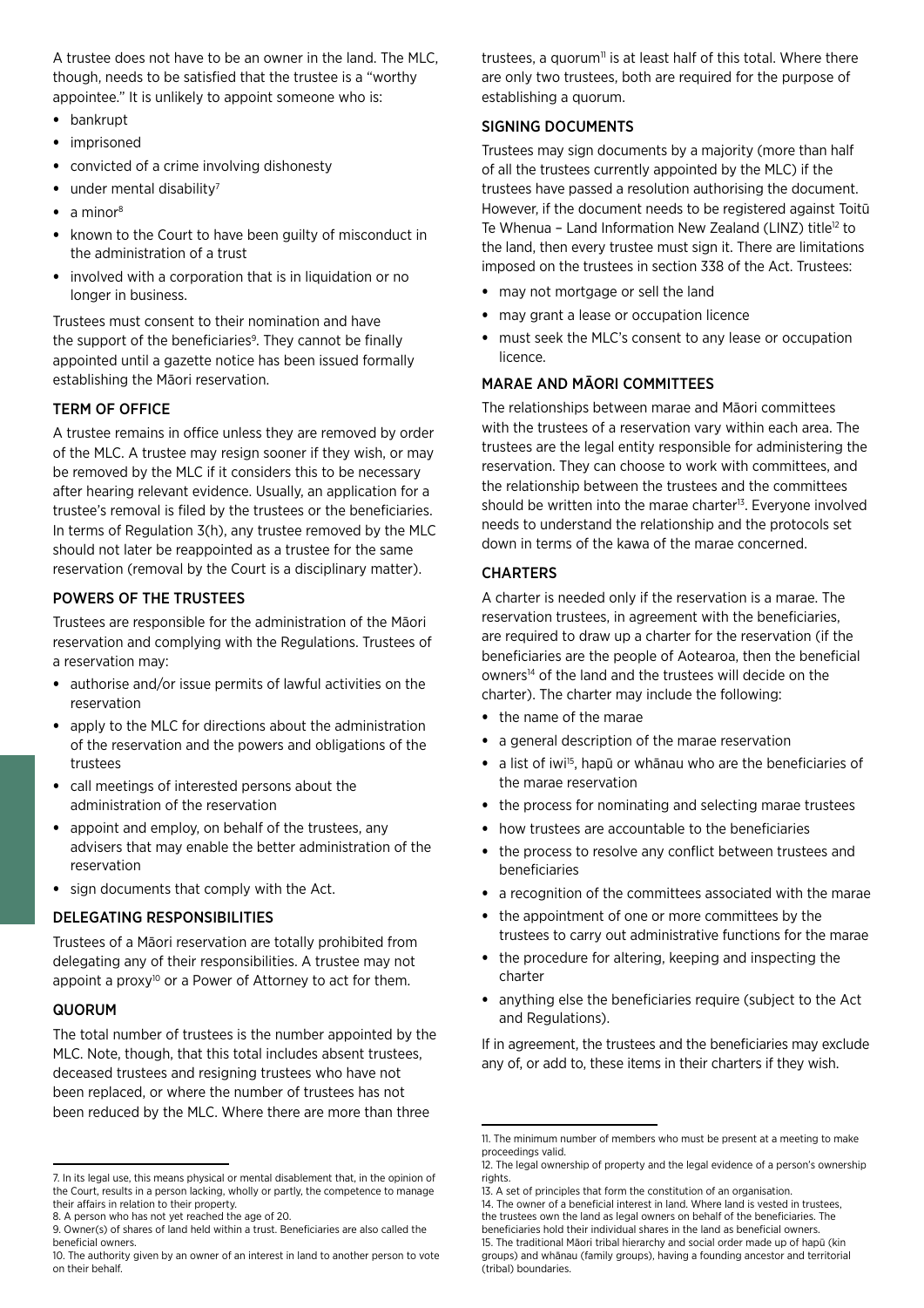A trustee does not have to be an owner in the land. The MLC, though, needs to be satisfied that the trustee is a "worthy appointee." It is unlikely to appoint someone who is:

- bankrupt
- imprisoned
- convicted of a crime involving dishonesty
- under mental disability[7]
- a minor[8]
- known to the Court to have been guilty of misconduct in the administration of a trust
- involved with a corporation that is in liquidation or no longer in business.

Trustees must consent to their nomination and have the support of the beneficiaries[9]. They cannot be finally appointed until a gazette notice has been issued formally establishing the Māori reservation.

### TERM OF OFFICE

A trustee remains in office unless they are removed by order of the MLC. A trustee may resign sooner if they wish, or may be removed by the MLC if it considers this to be necessary after hearing relevant evidence. Usually, an application for a trustee's removal is filed by the trustees or the beneficiaries. In terms of Regulation 3(h), any trustee removed by the MLC should not later be reappointed as a trustee for the same reservation (removal by the Court is a disciplinary matter).

### POWERS OF THE TRUSTEES

Trustees are responsible for the administration of the Māori reservation and complying with the Regulations. Trustees of a reservation may:

- authorise and/or issue permits of lawful activities on the reservation
- apply to the MLC for directions about the administration of the reservation and the powers and obligations of the trustees
- call meetings of interested persons about the administration of the reservation
- appoint and employ, on behalf of the trustees, any advisers that may enable the better administration of the reservation
- sign documents that comply with the Act.

### DELEGATING RESPONSIBILITIES

Trustees of a Māori reservation are totally prohibited from delegating any of their responsibilities. A trustee may not appoint a proxy[10] or a Power of Attorney to act for them.

### QUORUM

The total number of trustees is the number appointed by the MLC. Note, though, that this total includes absent trustees, deceased trustees and resigning trustees who have not been replaced, or where the number of trustees has not been reduced by the MLC. Where there are more than three trustees, a quorum[11] is at least half of this total. Where there are only two trustees, both are required for the purpose of establishing a quorum.

### SIGNING DOCUMENTS

Trustees may sign documents by a majority (more than half of all the trustees currently appointed by the MLC) if the trustees have passed a resolution authorising the document. However, if the document needs to be registered against Toitū Te Whenua – Land Information New Zealand (LINZ) title[12] to the land, then every trustee must sign it. There are limitations imposed on the trustees in section 338 of the Act. Trustees:

- may not mortgage or sell the land
- may grant a lease or occupation licence
- must seek the MLC's consent to any lease or occupation licence.

### MARAE AND MĀORI COMMITTEES

The relationships between marae and Māori committees with the trustees of a reservation vary within each area. The trustees are the legal entity responsible for administering the reservation. They can choose to work with committees, and the relationship between the trustees and the committees should be written into the marae charter[13]. Everyone involved needs to understand the relationship and the protocols set down in terms of the kawa of the marae concerned.

### CHARTERS

A charter is needed only if the reservation is a marae. The reservation trustees, in agreement with the beneficiaries, are required to draw up a charter for the reservation (if the beneficiaries are the people of Aotearoa, then the beneficial owners[14] of the land and the trustees will decide on the charter). The charter may include the following:

- the name of the marae
- a general description of the marae reservation
- a list of iwi[15], hapū or whānau who are the beneficiaries of the marae reservation
- the process for nominating and selecting marae trustees
- how trustees are accountable to the beneficiaries
- the process to resolve any conflict between trustees and beneficiaries
- a recognition of the committees associated with the marae
- the appointment of one or more committees by the trustees to carry out administrative functions for the marae
- the procedure for altering, keeping and inspecting the charter
- anything else the beneficiaries require (subject to the Act and Regulations).

If in agreement, the trustees and the beneficiaries may exclude any of, or add to, these items in their charters if they wish.

---

7. In its legal use, this means physical or mental disablement that, in the opinion of the Court, results in a person lacking, wholly or partly, the competence to manage their affairs in relation to their property.
8. A person who has not yet reached the age of 20.
9. Owner(s) of shares of land held within a trust. Beneficiaries are also called the beneficial owners.
10. The authority given by an owner of an interest in land to another person to vote on their behalf.
11. The minimum number of members who must be present at a meeting to make proceedings valid.
12. The legal ownership of property and the legal evidence of a person's ownership rights.
13. A set of principles that form the constitution of an organisation.
14. The owner of a beneficial interest in land. Where land is vested in trustees, the trustees own the land as legal owners on behalf of the beneficiaries. The beneficiaries hold their individual shares in the land as beneficial owners.
15. The traditional Māori tribal hierarchy and social order made up of hapū (kin groups) and whānau (family groups), having a founding ancestor and territorial (tribal) boundaries.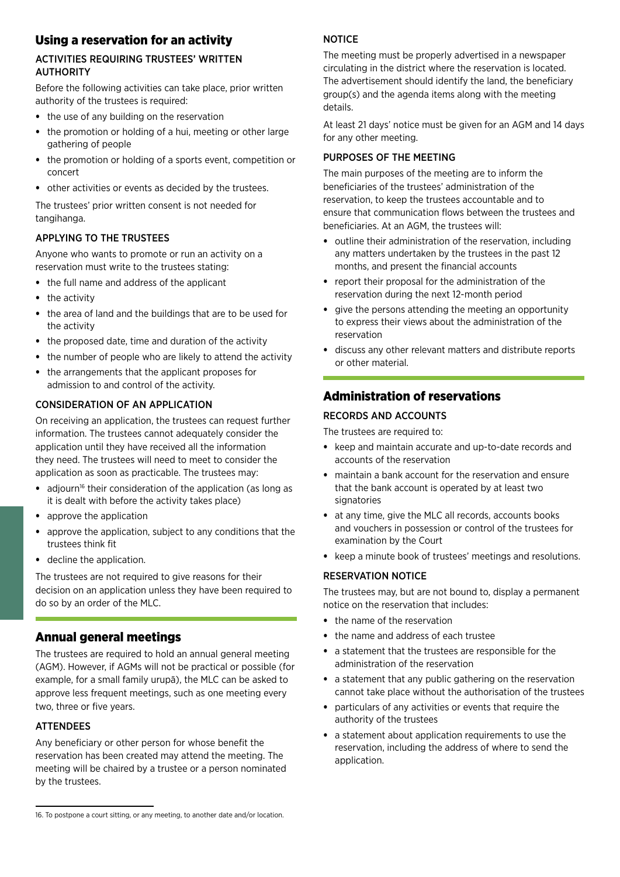## Using a reservation for an activity

### ACTIVITIES REQUIRING TRUSTEES' WRITTEN AUTHORITY

Before the following activities can take place, prior written authority of the trustees is required:

- the use of any building on the reservation
- the promotion or holding of a hui, meeting or other large gathering of people
- the promotion or holding of a sports event, competition or concert
- other activities or events as decided by the trustees.

The trustees' prior written consent is not needed for tangihanga.

### APPLYING TO THE TRUSTEES

Anyone who wants to promote or run an activity on a reservation must write to the trustees stating:

- the full name and address of the applicant
- the activity
- the area of land and the buildings that are to be used for the activity
- the proposed date, time and duration of the activity
- the number of people who are likely to attend the activity
- the arrangements that the applicant proposes for admission to and control of the activity.

### CONSIDERATION OF AN APPLICATION

On receiving an application, the trustees can request further information. The trustees cannot adequately consider the application until they have received all the information they need. The trustees will need to meet to consider the application as soon as practicable. The trustees may:

- adjourn[16] their consideration of the application (as long as it is dealt with before the activity takes place)
- approve the application
- approve the application, subject to any conditions that the trustees think fit
- decline the application.

The trustees are not required to give reasons for their decision on an application unless they have been required to do so by an order of the MLC.

## Annual general meetings

The trustees are required to hold an annual general meeting (AGM). However, if AGMs will not be practical or possible (for example, for a small family urupā), the MLC can be asked to approve less frequent meetings, such as one meeting every two, three or five years.

### ATTENDEES

Any beneficiary or other person for whose benefit the reservation has been created may attend the meeting. The meeting will be chaired by a trustee or a person nominated by the trustees.

### NOTICE

The meeting must be properly advertised in a newspaper circulating in the district where the reservation is located. The advertisement should identify the land, the beneficiary group(s) and the agenda items along with the meeting details.

At least 21 days' notice must be given for an AGM and 14 days for any other meeting.

### PURPOSES OF THE MEETING

The main purposes of the meeting are to inform the beneficiaries of the trustees' administration of the reservation, to keep the trustees accountable and to ensure that communication flows between the trustees and beneficiaries. At an AGM, the trustees will:

- outline their administration of the reservation, including any matters undertaken by the trustees in the past 12 months, and present the financial accounts
- report their proposal for the administration of the reservation during the next 12-month period
- give the persons attending the meeting an opportunity to express their views about the administration of the reservation
- discuss any other relevant matters and distribute reports or other material.

## Administration of reservations

### RECORDS AND ACCOUNTS

The trustees are required to:

- keep and maintain accurate and up-to-date records and accounts of the reservation
- maintain a bank account for the reservation and ensure that the bank account is operated by at least two signatories
- at any time, give the MLC all records, accounts books and vouchers in possession or control of the trustees for examination by the Court
- keep a minute book of trustees' meetings and resolutions.

### RESERVATION NOTICE

The trustees may, but are not bound to, display a permanent notice on the reservation that includes:

- the name of the reservation
- the name and address of each trustee
- a statement that the trustees are responsible for the administration of the reservation
- a statement that any public gathering on the reservation cannot take place without the authorisation of the trustees
- particulars of any activities or events that require the authority of the trustees
- a statement about application requirements to use the reservation, including the address of where to send the application.

---

16. To postpone a court sitting, or any meeting, to another date and/or location.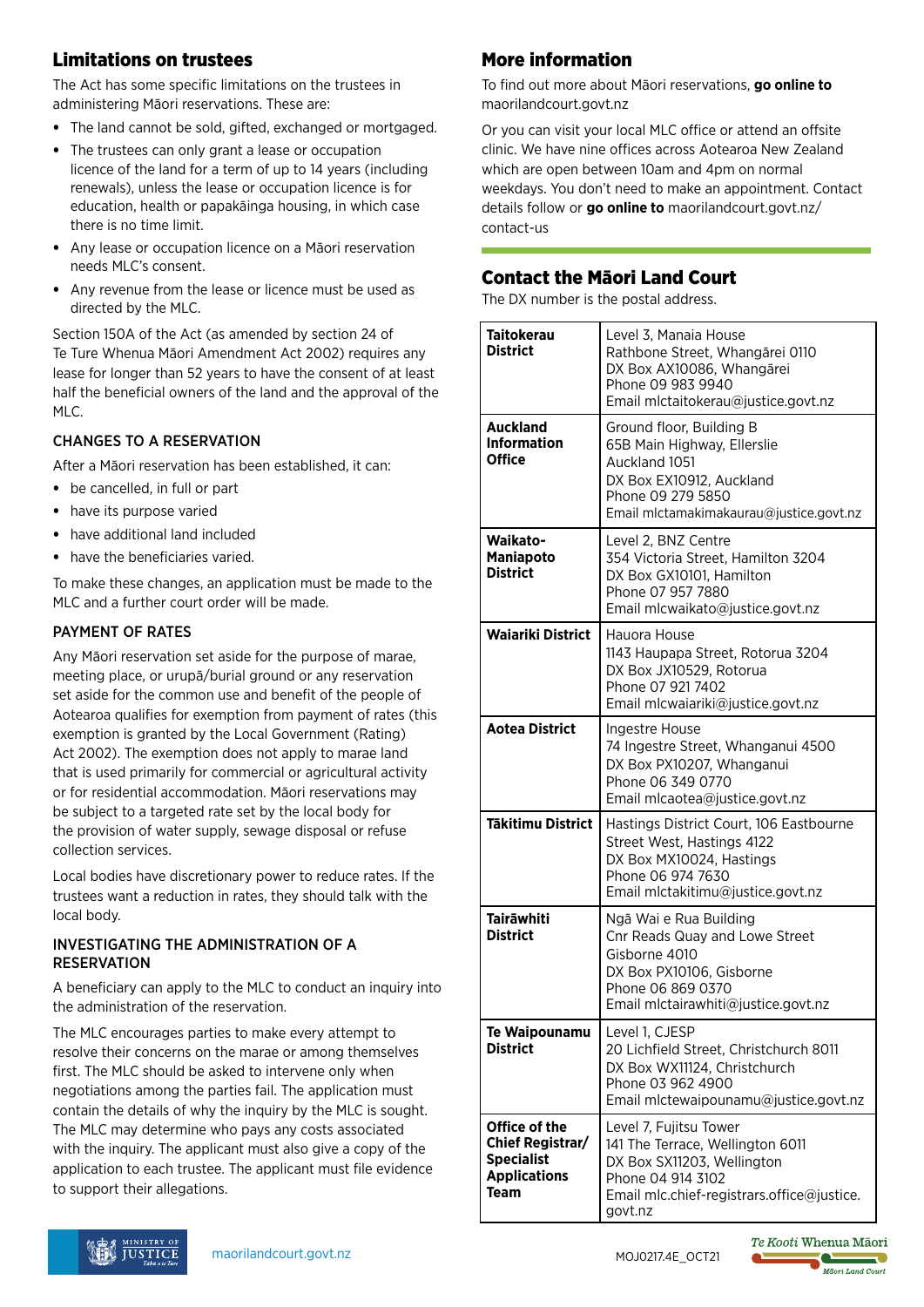## Limitations on trustees

The Act has some specific limitations on the trustees in administering Māori reservations. These are:

- The land cannot be sold, gifted, exchanged or mortgaged.
- The trustees can only grant a lease or occupation licence of the land for a term of up to 14 years (including renewals), unless the lease or occupation licence is for education, health or papakāinga housing, in which case there is no time limit.
- Any lease or occupation licence on a Māori reservation needs MLC's consent.
- Any revenue from the lease or licence must be used as directed by the MLC.

Section 150A of the Act (as amended by section 24 of Te Ture Whenua Māori Amendment Act 2002) requires any lease for longer than 52 years to have the consent of at least half the beneficial owners of the land and the approval of the MLC.

### CHANGES TO A RESERVATION

After a Māori reservation has been established, it can:

- be cancelled, in full or part
- have its purpose varied
- have additional land included
- have the beneficiaries varied.

To make these changes, an application must be made to the MLC and a further court order will be made.

### PAYMENT OF RATES

Any Māori reservation set aside for the purpose of marae, meeting place, or urupā/burial ground or any reservation set aside for the common use and benefit of the people of Aotearoa qualifies for exemption from payment of rates (this exemption is granted by the Local Government (Rating) Act 2002). The exemption does not apply to marae land that is used primarily for commercial or agricultural activity or for residential accommodation. Māori reservations may be subject to a targeted rate set by the local body for the provision of water supply, sewage disposal or refuse collection services.

Local bodies have discretionary power to reduce rates. If the trustees want a reduction in rates, they should talk with the local body.

### INVESTIGATING THE ADMINISTRATION OF A RESERVATION

A beneficiary can apply to the MLC to conduct an inquiry into the administration of the reservation.

The MLC encourages parties to make every attempt to resolve their concerns on the marae or among themselves first. The MLC should be asked to intervene only when negotiations among the parties fail. The application must contain the details of why the inquiry by the MLC is sought. The MLC may determine who pays any costs associated with the inquiry. The applicant must also give a copy of the application to each trustee. The applicant must file evidence to support their allegations.

## More information

To find out more about Māori reservations, **go online to** maorilandcourt.govt.nz

Or you can visit your local MLC office or attend an offsite clinic. We have nine offices across Aotearoa New Zealand which are open between 10am and 4pm on normal weekdays. You don't need to make an appointment. Contact details follow or **go online to** maorilandcourt.govt.nz/contact-us

## Contact the Māori Land Court

The DX number is the postal address.

| | |
|---|---|
| **Taitokerau District** | Level 3, Manaia House<br>Rathbone Street, Whangārei 0110<br>DX Box AX10086, Whangārei<br>Phone 09 983 9940<br>Email mlctaitokerau@justice.govt.nz |
| **Auckland Information Office** | Ground floor, Building B<br>65B Main Highway, Ellerslie<br>Auckland 1051<br>DX Box EX10912, Auckland<br>Phone 09 279 5850<br>Email mlctamakimakaurau@justice.govt.nz |
| **Waikato-Maniapoto District** | Level 2, BNZ Centre<br>354 Victoria Street, Hamilton 3204<br>DX Box GX10101, Hamilton<br>Phone 07 957 7880<br>Email mlcwaikato@justice.govt.nz |
| **Waiariki District** | Hauora House<br>1143 Haupapa Street, Rotorua 3204<br>DX Box JX10529, Rotorua<br>Phone 07 921 7402<br>Email mlcwaiariki@justice.govt.nz |
| **Aotea District** | Ingestre House<br>74 Ingestre Street, Whanganui 4500<br>DX Box PX10207, Whanganui<br>Phone 06 349 0770<br>Email mlcaotea@justice.govt.nz |
| **Tākitimu District** | Hastings District Court, 106 Eastbourne Street West, Hastings 4122<br>DX Box MX10024, Hastings<br>Phone 06 974 7630<br>Email mlctakitimu@justice.govt.nz |
| **Tairāwhiti District** | Ngā Wai e Rua Building<br>Cnr Reads Quay and Lowe Street<br>Gisborne 4010<br>DX Box PX10106, Gisborne<br>Phone 06 869 0370<br>Email mlctairawhiti@justice.govt.nz |
| **Te Waipounamu District** | Level 1, CJESP<br>20 Lichfield Street, Christchurch 8011<br>DX Box WX11124, Christchurch<br>Phone 03 962 4900<br>Email mlctewaipounamu@justice.govt.nz |
| **Office of the Chief Registrar/ Specialist Applications Team** | Level 7, Fujitsu Tower<br>141 The Terrace, Wellington 6011<br>DX Box SX11203, Wellington<br>Phone 04 914 3102<br>Email mlc.chief-registrars.office@justice.govt.nz |

maorilandcourt.govt.nz

MOJ0217.4E_OCT21